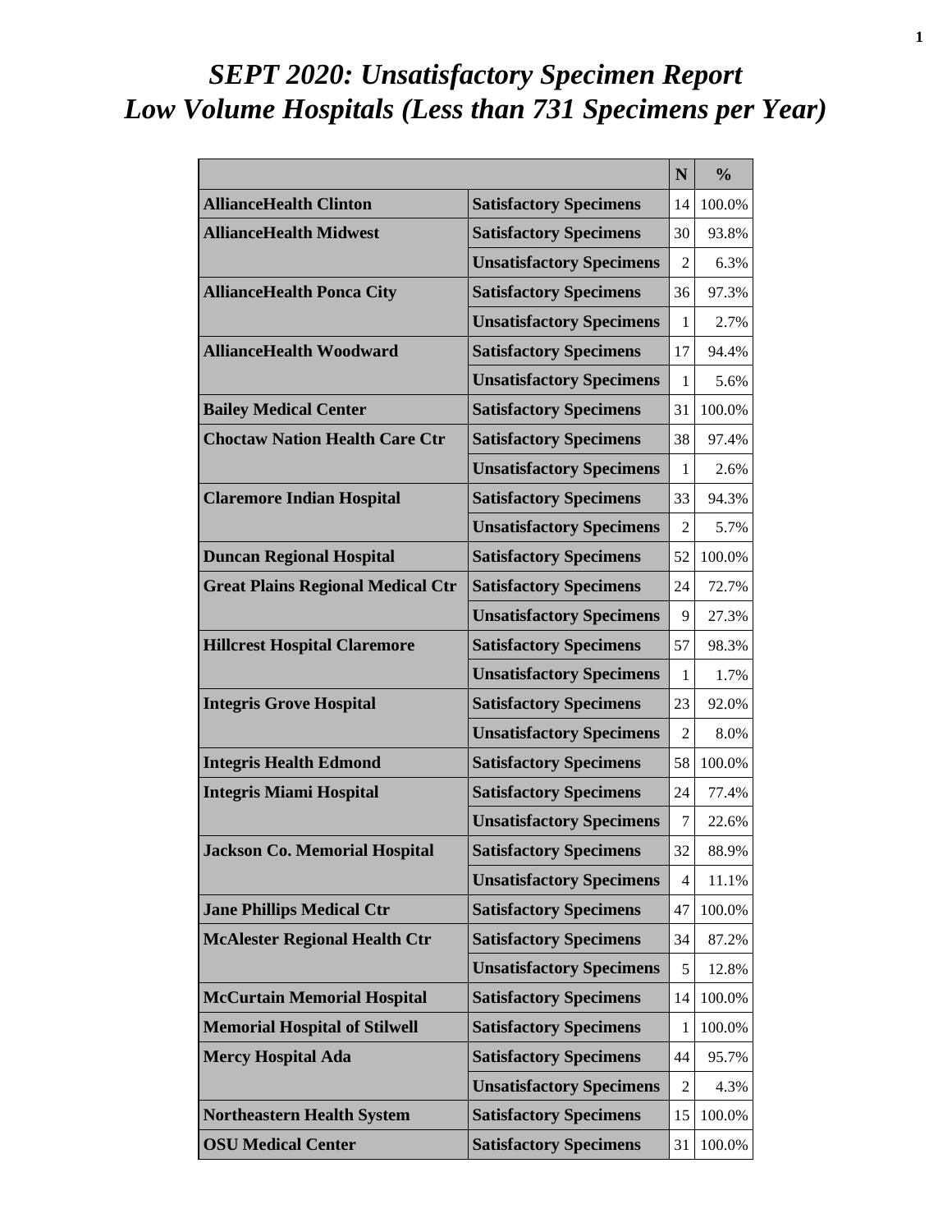# *SEPT 2020: Unsatisfactory Specimen Report*
# *Low Volume Hospitals (Less than 731 Specimens per Year)*

| | | N | % |
|---|---|---|---|
| **AllianceHealth Clinton** | **Satisfactory Specimens** | 14 | 100.0% |
| **AllianceHealth Midwest** | **Satisfactory Specimens** | 30 | 93.8% |
| | **Unsatisfactory Specimens** | 2 | 6.3% |
| **AllianceHealth Ponca City** | **Satisfactory Specimens** | 36 | 97.3% |
| | **Unsatisfactory Specimens** | 1 | 2.7% |
| **AllianceHealth Woodward** | **Satisfactory Specimens** | 17 | 94.4% |
| | **Unsatisfactory Specimens** | 1 | 5.6% |
| **Bailey Medical Center** | **Satisfactory Specimens** | 31 | 100.0% |
| **Choctaw Nation Health Care Ctr** | **Satisfactory Specimens** | 38 | 97.4% |
| | **Unsatisfactory Specimens** | 1 | 2.6% |
| **Claremore Indian Hospital** | **Satisfactory Specimens** | 33 | 94.3% |
| | **Unsatisfactory Specimens** | 2 | 5.7% |
| **Duncan Regional Hospital** | **Satisfactory Specimens** | 52 | 100.0% |
| **Great Plains Regional Medical Ctr** | **Satisfactory Specimens** | 24 | 72.7% |
| | **Unsatisfactory Specimens** | 9 | 27.3% |
| **Hillcrest Hospital Claremore** | **Satisfactory Specimens** | 57 | 98.3% |
| | **Unsatisfactory Specimens** | 1 | 1.7% |
| **Integris Grove Hospital** | **Satisfactory Specimens** | 23 | 92.0% |
| | **Unsatisfactory Specimens** | 2 | 8.0% |
| **Integris Health Edmond** | **Satisfactory Specimens** | 58 | 100.0% |
| **Integris Miami Hospital** | **Satisfactory Specimens** | 24 | 77.4% |
| | **Unsatisfactory Specimens** | 7 | 22.6% |
| **Jackson Co. Memorial Hospital** | **Satisfactory Specimens** | 32 | 88.9% |
| | **Unsatisfactory Specimens** | 4 | 11.1% |
| **Jane Phillips Medical Ctr** | **Satisfactory Specimens** | 47 | 100.0% |
| **McAlester Regional Health Ctr** | **Satisfactory Specimens** | 34 | 87.2% |
| | **Unsatisfactory Specimens** | 5 | 12.8% |
| **McCurtain Memorial Hospital** | **Satisfactory Specimens** | 14 | 100.0% |
| **Memorial Hospital of Stilwell** | **Satisfactory Specimens** | 1 | 100.0% |
| **Mercy Hospital Ada** | **Satisfactory Specimens** | 44 | 95.7% |
| | **Unsatisfactory Specimens** | 2 | 4.3% |
| **Northeastern Health System** | **Satisfactory Specimens** | 15 | 100.0% |
| **OSU Medical Center** | **Satisfactory Specimens** | 31 | 100.0% |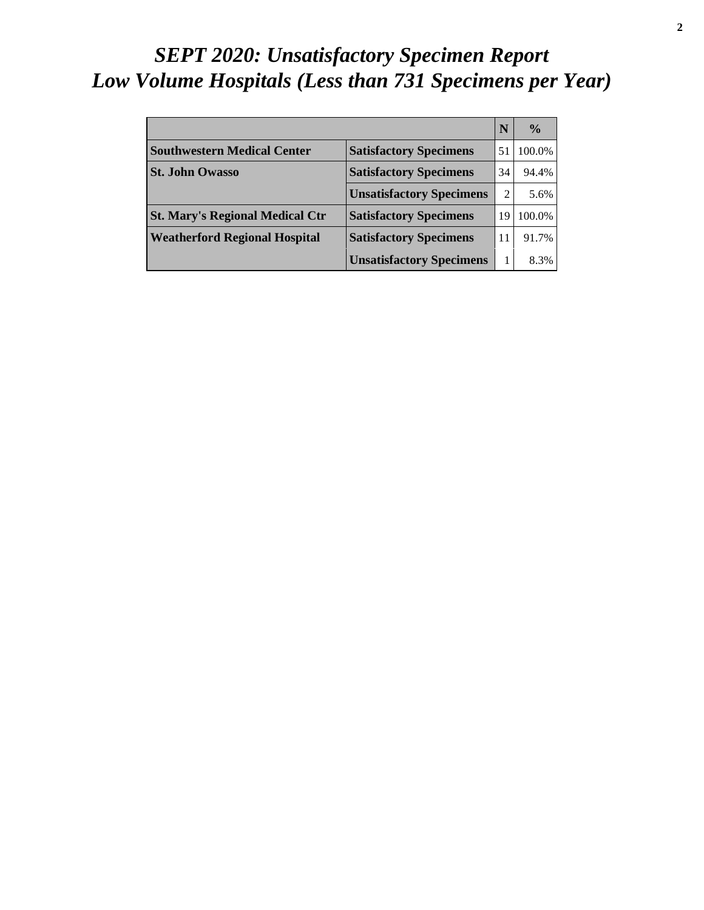# *SEPT 2020: Unsatisfactory Specimen Report*
# *Low Volume Hospitals (Less than 731 Specimens per Year)*

| | | N | % |
|---|---|---|---|
| **Southwestern Medical Center** | **Satisfactory Specimens** | 51 | 100.0% |
| **St. John Owasso** | **Satisfactory Specimens** | 34 | 94.4% |
| | **Unsatisfactory Specimens** | 2 | 5.6% |
| **St. Mary's Regional Medical Ctr** | **Satisfactory Specimens** | 19 | 100.0% |
| **Weatherford Regional Hospital** | **Satisfactory Specimens** | 11 | 91.7% |
| | **Unsatisfactory Specimens** | 1 | 8.3% |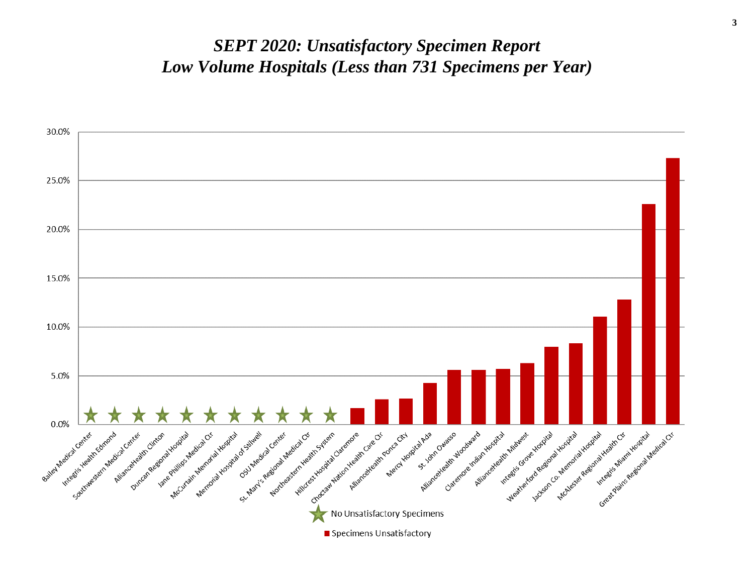# *SEPT 2020: Unsatisfactory Specimen Report*
# *Low Volume Hospitals (Less than 731 Specimens per Year)*

Y-axis: 0.0%, 5.0%, 10.0%, 15.0%, 20.0%, 25.0%, 30.0%

Hospitals (left to right): Bailey Medical Center, Integris Health Edmond, Southwestern Medical Center, AllianceHealth Clinton, Duncan Regional Hospital, Jane Phillips Medical Ctr, McCurtain Memorial Hospital, Memorial Hospital of Stilwell, OSU Medical Center, St. Mary's Regional Medical Ctr, Northeastern Health System, Hillcrest Hospital Claremore, Choctaw Nation Health Care Ctr, AllianceHealth Ponca City, Mercy Hospital Ada, St. John Owasso, AllianceHealth Woodward, Claremore Indian Hospital, AllianceHealth Midwest, Integris Grove Hospital, Weatherford Regional Hospital, Jackson Co. Memorial Hospital, McAlester Regional Health Ctr, Integris Miami Hospital, Great Plains Regional Medical Ctr

★ No Unsatisfactory Specimens

■ Specimens Unsatisfactory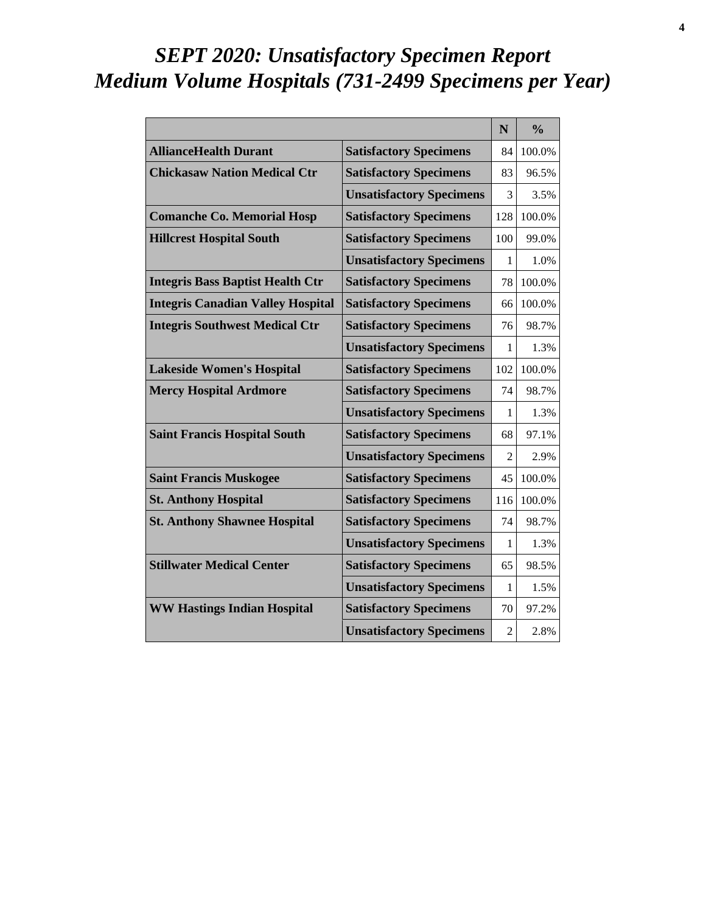# *SEPT 2020: Unsatisfactory Specimen Report*
# *Medium Volume Hospitals (731-2499 Specimens per Year)*

| | | N | % |
|---|---|---|---|
| **AllianceHealth Durant** | **Satisfactory Specimens** | 84 | 100.0% |
| **Chickasaw Nation Medical Ctr** | **Satisfactory Specimens** | 83 | 96.5% |
| | **Unsatisfactory Specimens** | 3 | 3.5% |
| **Comanche Co. Memorial Hosp** | **Satisfactory Specimens** | 128 | 100.0% |
| **Hillcrest Hospital South** | **Satisfactory Specimens** | 100 | 99.0% |
| | **Unsatisfactory Specimens** | 1 | 1.0% |
| **Integris Bass Baptist Health Ctr** | **Satisfactory Specimens** | 78 | 100.0% |
| **Integris Canadian Valley Hospital** | **Satisfactory Specimens** | 66 | 100.0% |
| **Integris Southwest Medical Ctr** | **Satisfactory Specimens** | 76 | 98.7% |
| | **Unsatisfactory Specimens** | 1 | 1.3% |
| **Lakeside Women's Hospital** | **Satisfactory Specimens** | 102 | 100.0% |
| **Mercy Hospital Ardmore** | **Satisfactory Specimens** | 74 | 98.7% |
| | **Unsatisfactory Specimens** | 1 | 1.3% |
| **Saint Francis Hospital South** | **Satisfactory Specimens** | 68 | 97.1% |
| | **Unsatisfactory Specimens** | 2 | 2.9% |
| **Saint Francis Muskogee** | **Satisfactory Specimens** | 45 | 100.0% |
| **St. Anthony Hospital** | **Satisfactory Specimens** | 116 | 100.0% |
| **St. Anthony Shawnee Hospital** | **Satisfactory Specimens** | 74 | 98.7% |
| | **Unsatisfactory Specimens** | 1 | 1.3% |
| **Stillwater Medical Center** | **Satisfactory Specimens** | 65 | 98.5% |
| | **Unsatisfactory Specimens** | 1 | 1.5% |
| **WW Hastings Indian Hospital** | **Satisfactory Specimens** | 70 | 97.2% |
| | **Unsatisfactory Specimens** | 2 | 2.8% |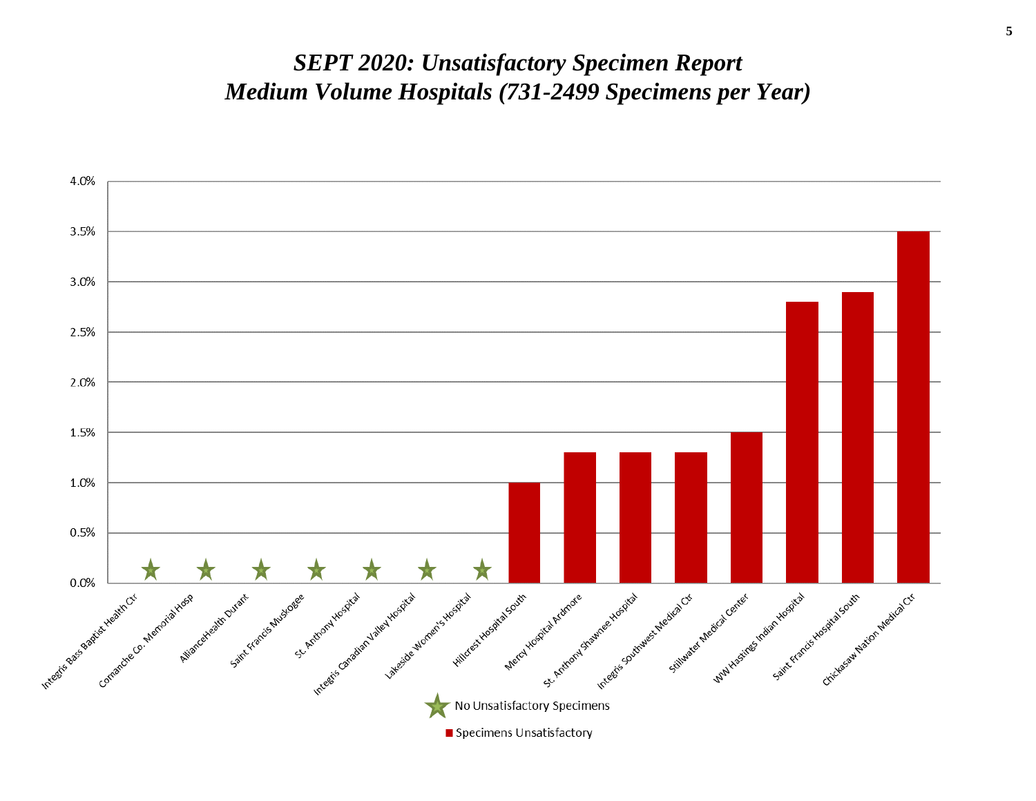# SEPT 2020: Unsatisfactory Specimen Report
# Medium Volume Hospitals (731-2499 Specimens per Year)

| Hospital | Unsatisfactory Specimens |
| --- | --- |
| Integris Bass Baptist Health Ctr | ★ |
| Comanche Co. Memorial Hosp | ★ |
| AllianceHealth Durant | ★ |
| Saint Francis Muskogee | ★ |
| St. Anthony Hospital | ★ |
| Integris Canadian Valley Hospital | ★ |
| Lakeside Women's Hospital | ★ |
| Hillcrest Hospital South | 1.0% |
| Mercy Hospital Ardmore | 1.3% |
| St. Anthony Shawnee Hospital | 1.3% |
| Integris Southwest Medical Ctr | 1.3% |
| Stillwater Medical Center | 1.5% |
| WW Hastings Indian Hospital | 2.8% |
| Saint Francis Hospital South | 2.9% |
| Chickasaw Nation Medical Ctr | 3.5% |

★ No Unsatisfactory Specimens

■ Specimens Unsatisfactory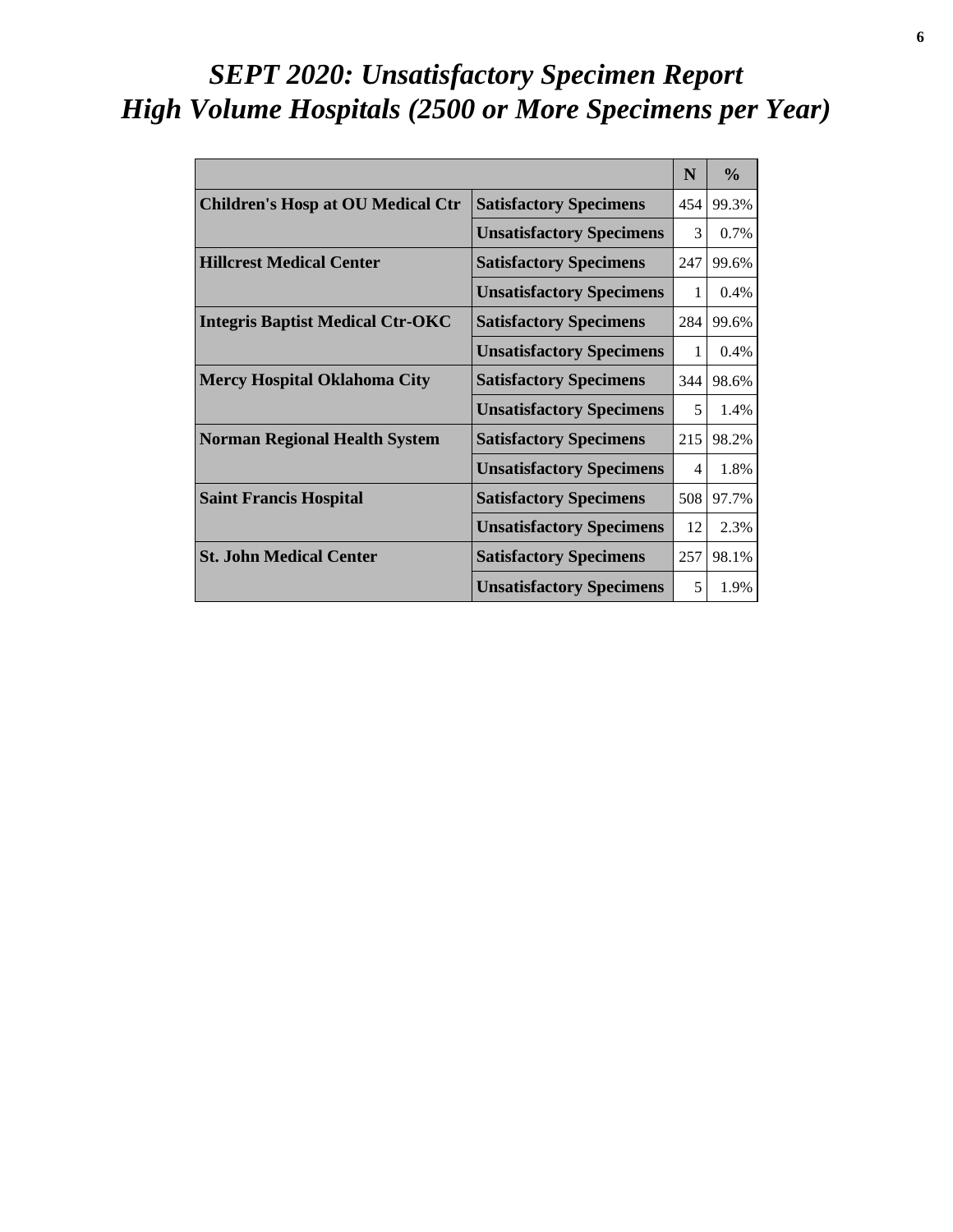# *SEPT 2020: Unsatisfactory Specimen Report*
# *High Volume Hospitals (2500 or More Specimens per Year)*

| | | N | % |
|---|---|---|---|
| **Children's Hosp at OU Medical Ctr** | **Satisfactory Specimens** | 454 | 99.3% |
| | **Unsatisfactory Specimens** | 3 | 0.7% |
| **Hillcrest Medical Center** | **Satisfactory Specimens** | 247 | 99.6% |
| | **Unsatisfactory Specimens** | 1 | 0.4% |
| **Integris Baptist Medical Ctr-OKC** | **Satisfactory Specimens** | 284 | 99.6% |
| | **Unsatisfactory Specimens** | 1 | 0.4% |
| **Mercy Hospital Oklahoma City** | **Satisfactory Specimens** | 344 | 98.6% |
| | **Unsatisfactory Specimens** | 5 | 1.4% |
| **Norman Regional Health System** | **Satisfactory Specimens** | 215 | 98.2% |
| | **Unsatisfactory Specimens** | 4 | 1.8% |
| **Saint Francis Hospital** | **Satisfactory Specimens** | 508 | 97.7% |
| | **Unsatisfactory Specimens** | 12 | 2.3% |
| **St. John Medical Center** | **Satisfactory Specimens** | 257 | 98.1% |
| | **Unsatisfactory Specimens** | 5 | 1.9% |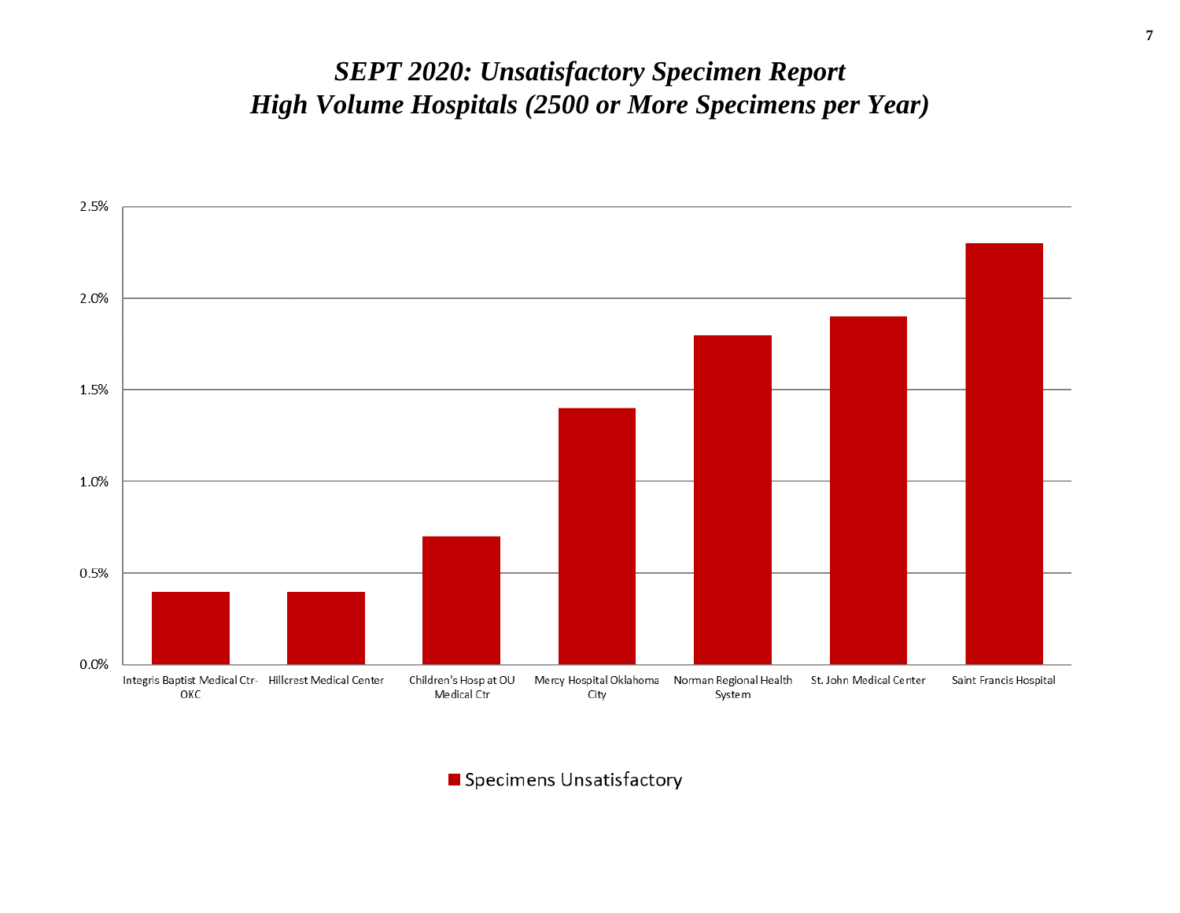# *SEPT 2020: Unsatisfactory Specimen Report*
# *High Volume Hospitals (2500 or More Specimens per Year)*

2.5%
2.0%
1.5%
1.0%
0.5%
0.0%

Integris Baptist Medical Ctr-OKC
Hillcrest Medical Center
Children's Hosp at OU Medical Ctr
Mercy Hospital Oklahoma City
Norman Regional Health System
St. John Medical Center
Saint Francis Hospital

Specimens Unsatisfactory